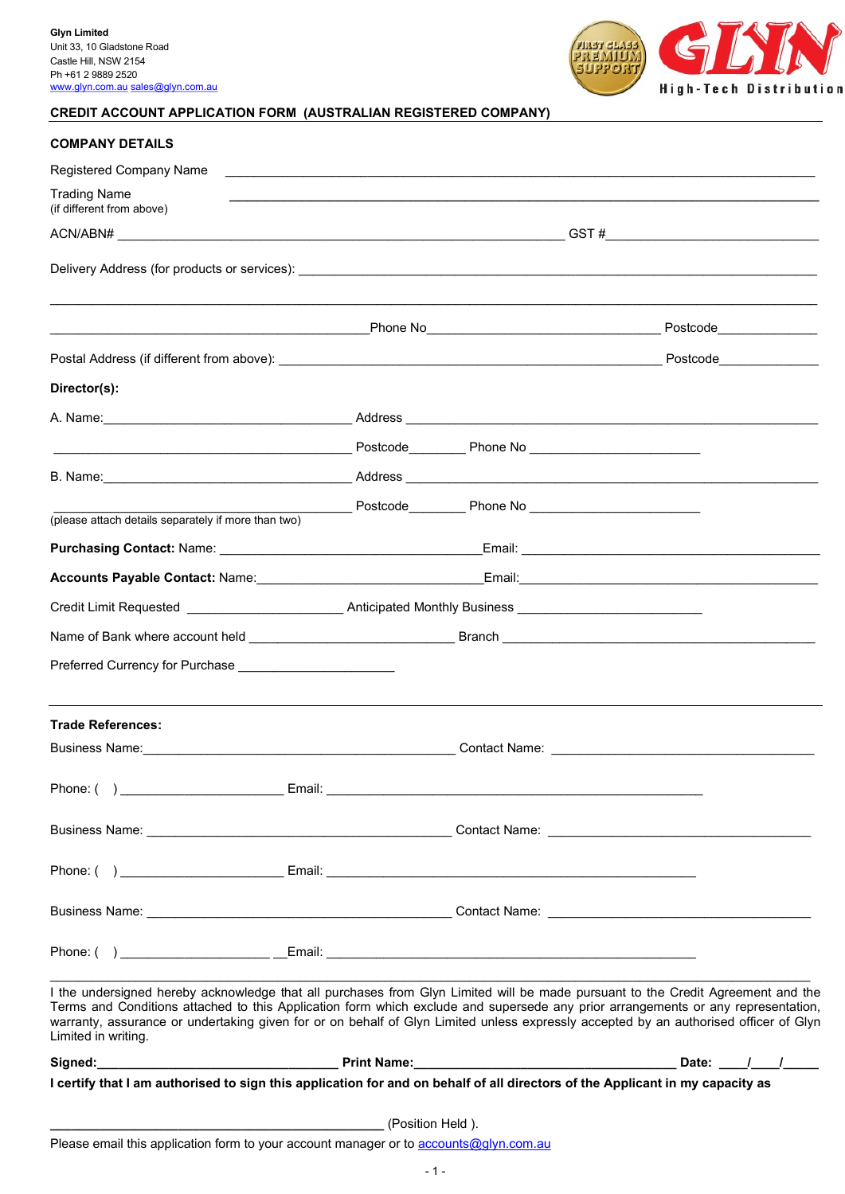**Glyn Limited**
Unit 33, 10 Gladstone Road
Castle Hill, NSW 2154
Ph +61 2 9889 2520
www.glyn.com.au sales@glyn.com.au

FIRST CLASS PREMIUM SUPPORT

**GLYN**
High-Tech Distribution

## CREDIT ACCOUNT APPLICATION FORM (AUSTRALIAN REGISTERED COMPANY)

### COMPANY DETAILS

Registered Company Name ______________________________________________________________

Trading Name
(if different from above) ______________________________________________________________

ACN/ABN# ______________________________________________ GST #__________________________

Delivery Address (for products or services): ______________________________________________

______________________________________________________________________________

________________________________Phone No__________________________ Postcode_____________

Postal Address (if different from above): __________________________________________ Postcode_____________

**Director(s):**

A. Name:______________________________ Address _____________________________________________

______________________________ Postcode________ Phone No _____________________

B. Name:______________________________ Address _____________________________________________

______________________________ Postcode________ Phone No _____________________
(please attach details separately if more than two)

**Purchasing Contact:** Name: ______________________________Email: ______________________________

**Accounts Payable Contact:** Name:____________________________Email:______________________________

Credit Limit Requested ____________________ Anticipated Monthly Business ______________________

Name of Bank where account held __________________________ Branch __________________________________

Preferred Currency for Purchase ____________________

---

**Trade References:**

Business Name:______________________________________ Contact Name: ______________________________

Phone: ( ) ____________________ Email: __________________________________________________

Business Name: ______________________________________ Contact Name: ______________________________

Phone: ( ) ____________________ Email: __________________________________________________

Business Name: ______________________________________ Contact Name: ______________________________

Phone: ( ) ____________________ __Email: __________________________________________________

---

I the undersigned hereby acknowledge that all purchases from Glyn Limited will be made pursuant to the Credit Agreement and the Terms and Conditions attached to this Application form which exclude and supersede any prior arrangements or any representation, warranty, assurance or undertaking given for or on behalf of Glyn Limited unless expressly accepted by an authorised officer of Glyn Limited in writing.

**Signed:**______________________________ **Print Name:**______________________________ **Date:** ____/____/_____

**I certify that I am authorised to sign this application for and on behalf of all directors of the Applicant in my capacity as**

**________________________________________** (Position Held ).

Please email this application form to your account manager or to accounts@glyn.com.au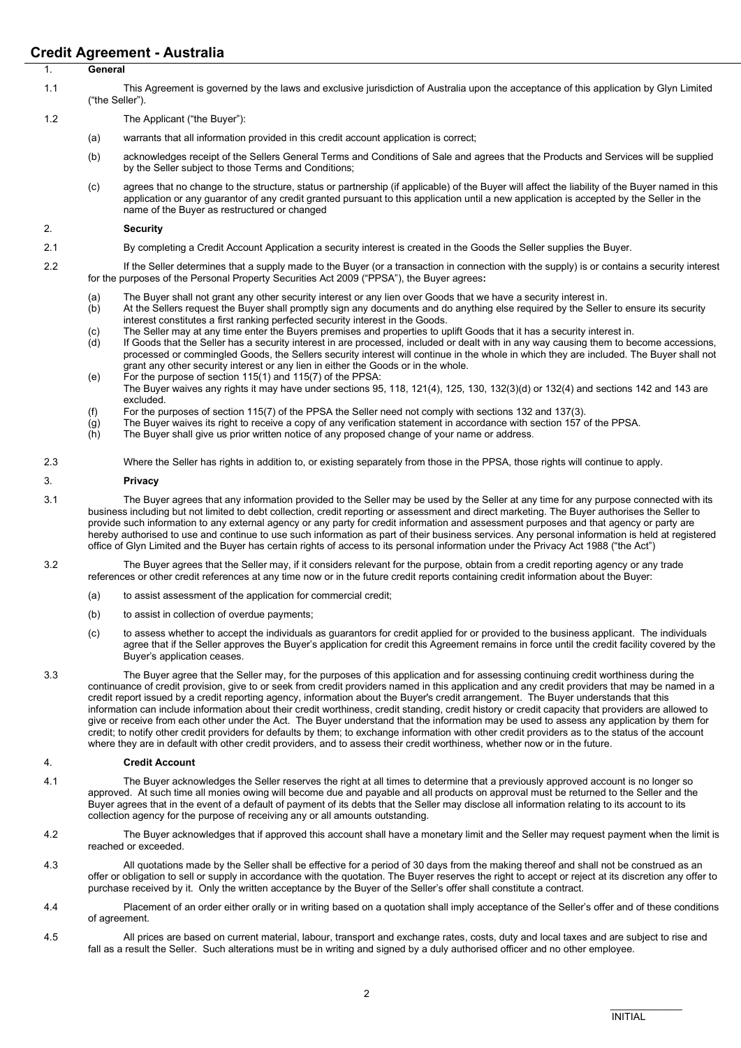# Credit Agreement - Australia

1. **General**

1.1 This Agreement is governed by the laws and exclusive jurisdiction of Australia upon the acceptance of this application by Glyn Limited ("the Seller").

1.2 The Applicant ("the Buyer"):

(a) warrants that all information provided in this credit account application is correct;

(b) acknowledges receipt of the Sellers General Terms and Conditions of Sale and agrees that the Products and Services will be supplied by the Seller subject to those Terms and Conditions;

(c) agrees that no change to the structure, status or partnership (if applicable) of the Buyer will affect the liability of the Buyer named in this application or any guarantor of any credit granted pursuant to this application until a new application is accepted by the Seller in the name of the Buyer as restructured or changed

2. **Security**

2.1 By completing a Credit Account Application a security interest is created in the Goods the Seller supplies the Buyer.

2.2 If the Seller determines that a supply made to the Buyer (or a transaction in connection with the supply) is or contains a security interest for the purposes of the Personal Property Securities Act 2009 ("PPSA"), the Buyer agrees**:**

(a) The Buyer shall not grant any other security interest or any lien over Goods that we have a security interest in.
(b) At the Sellers request the Buyer shall promptly sign any documents and do anything else required by the Seller to ensure its security interest constitutes a first ranking perfected security interest in the Goods.
(c) The Seller may at any time enter the Buyers premises and properties to uplift Goods that it has a security interest in.
(d) If Goods that the Seller has a security interest in are processed, included or dealt with in any way causing them to become accessions, processed or commingled Goods, the Sellers security interest will continue in the whole in which they are included. The Buyer shall not grant any other security interest or any lien in either the Goods or in the whole.
(e) For the purpose of section 115(1) and 115(7) of the PPSA:
The Buyer waives any rights it may have under sections 95, 118, 121(4), 125, 130, 132(3)(d) or 132(4) and sections 142 and 143 are excluded.
(f) For the purposes of section 115(7) of the PPSA the Seller need not comply with sections 132 and 137(3).
(g) The Buyer waives its right to receive a copy of any verification statement in accordance with section 157 of the PPSA.
(h) The Buyer shall give us prior written notice of any proposed change of your name or address.

2.3 Where the Seller has rights in addition to, or existing separately from those in the PPSA, those rights will continue to apply.

3. **Privacy**

3.1 The Buyer agrees that any information provided to the Seller may be used by the Seller at any time for any purpose connected with its business including but not limited to debt collection, credit reporting or assessment and direct marketing. The Buyer authorises the Seller to provide such information to any external agency or any party for credit information and assessment purposes and that agency or party are hereby authorised to use and continue to use such information as part of their business services. Any personal information is held at registered office of Glyn Limited and the Buyer has certain rights of access to its personal information under the Privacy Act 1988 ("the Act")

3.2 The Buyer agrees that the Seller may, if it considers relevant for the purpose, obtain from a credit reporting agency or any trade references or other credit references at any time now or in the future credit reports containing credit information about the Buyer:

(a) to assist assessment of the application for commercial credit;

(b) to assist in collection of overdue payments;

(c) to assess whether to accept the individuals as guarantors for credit applied for or provided to the business applicant. The individuals agree that if the Seller approves the Buyer's application for credit this Agreement remains in force until the credit facility covered by the Buyer's application ceases.

3.3 The Buyer agree that the Seller may, for the purposes of this application and for assessing continuing credit worthiness during the continuance of credit provision, give to or seek from credit providers named in this application and any credit providers that may be named in a credit report issued by a credit reporting agency, information about the Buyer's credit arrangement. The Buyer understands that this information can include information about their credit worthiness, credit standing, credit history or credit capacity that providers are allowed to give or receive from each other under the Act. The Buyer understand that the information may be used to assess any application by them for credit; to notify other credit providers for defaults by them; to exchange information with other credit providers as to the status of the account where they are in default with other credit providers, and to assess their credit worthiness, whether now or in the future.

4. **Credit Account**

4.1 The Buyer acknowledges the Seller reserves the right at all times to determine that a previously approved account is no longer so approved. At such time all monies owing will become due and payable and all products on approval must be returned to the Seller and the Buyer agrees that in the event of a default of payment of its debts that the Seller may disclose all information relating to its account to its collection agency for the purpose of receiving any or all amounts outstanding.

4.2 The Buyer acknowledges that if approved this account shall have a monetary limit and the Seller may request payment when the limit is reached or exceeded.

4.3 All quotations made by the Seller shall be effective for a period of 30 days from the making thereof and shall not be construed as an offer or obligation to sell or supply in accordance with the quotation. The Buyer reserves the right to accept or reject at its discretion any offer to purchase received by it. Only the written acceptance by the Buyer of the Seller's offer shall constitute a contract.

4.4 Placement of an order either orally or in writing based on a quotation shall imply acceptance of the Seller's offer and of these conditions of agreement.

4.5 All prices are based on current material, labour, transport and exchange rates, costs, duty and local taxes and are subject to rise and fall as a result the Seller. Such alterations must be in writing and signed by a duly authorised officer and no other employee.

INITIAL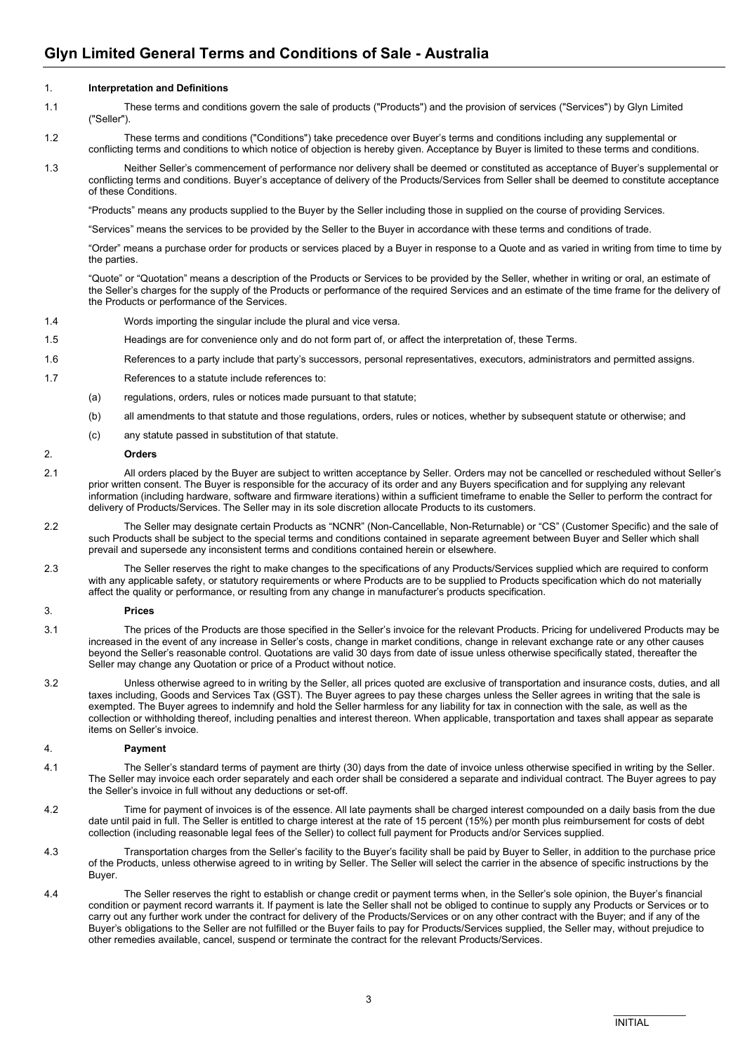# Glyn Limited General Terms and Conditions of Sale - Australia

1. **Interpretation and Definitions**

1.1 These terms and conditions govern the sale of products ("Products") and the provision of services ("Services") by Glyn Limited ("Seller").

1.2 These terms and conditions ("Conditions") take precedence over Buyer's terms and conditions including any supplemental or conflicting terms and conditions to which notice of objection is hereby given. Acceptance by Buyer is limited to these terms and conditions.

1.3 Neither Seller's commencement of performance nor delivery shall be deemed or constituted as acceptance of Buyer's supplemental or conflicting terms and conditions. Buyer's acceptance of delivery of the Products/Services from Seller shall be deemed to constitute acceptance of these Conditions.

"Products" means any products supplied to the Buyer by the Seller including those in supplied on the course of providing Services.

"Services" means the services to be provided by the Seller to the Buyer in accordance with these terms and conditions of trade.

"Order" means a purchase order for products or services placed by a Buyer in response to a Quote and as varied in writing from time to time by the parties.

"Quote" or "Quotation" means a description of the Products or Services to be provided by the Seller, whether in writing or oral, an estimate of the Seller's charges for the supply of the Products or performance of the required Services and an estimate of the time frame for the delivery of the Products or performance of the Services.

1.4 Words importing the singular include the plural and vice versa.

1.5 Headings are for convenience only and do not form part of, or affect the interpretation of, these Terms.

1.6 References to a party include that party's successors, personal representatives, executors, administrators and permitted assigns.

1.7 References to a statute include references to:

(a) regulations, orders, rules or notices made pursuant to that statute;

(b) all amendments to that statute and those regulations, orders, rules or notices, whether by subsequent statute or otherwise; and

(c) any statute passed in substitution of that statute.

2. **Orders**

2.1 All orders placed by the Buyer are subject to written acceptance by Seller. Orders may not be cancelled or rescheduled without Seller's prior written consent. The Buyer is responsible for the accuracy of its order and any Buyers specification and for supplying any relevant information (including hardware, software and firmware iterations) within a sufficient timeframe to enable the Seller to perform the contract for delivery of Products/Services. The Seller may in its sole discretion allocate Products to its customers.

2.2 The Seller may designate certain Products as "NCNR" (Non-Cancellable, Non-Returnable) or "CS" (Customer Specific) and the sale of such Products shall be subject to the special terms and conditions contained in separate agreement between Buyer and Seller which shall prevail and supersede any inconsistent terms and conditions contained herein or elsewhere.

2.3 The Seller reserves the right to make changes to the specifications of any Products/Services supplied which are required to conform with any applicable safety, or statutory requirements or where Products are to be supplied to Products specification which do not materially affect the quality or performance, or resulting from any change in manufacturer's products specification.

3. **Prices**

3.1 The prices of the Products are those specified in the Seller's invoice for the relevant Products. Pricing for undelivered Products may be increased in the event of any increase in Seller's costs, change in market conditions, change in relevant exchange rate or any other causes beyond the Seller's reasonable control. Quotations are valid 30 days from date of issue unless otherwise specifically stated, thereafter the Seller may change any Quotation or price of a Product without notice.

3.2 Unless otherwise agreed to in writing by the Seller, all prices quoted are exclusive of transportation and insurance costs, duties, and all taxes including, Goods and Services Tax (GST). The Buyer agrees to pay these charges unless the Seller agrees in writing that the sale is exempted. The Buyer agrees to indemnify and hold the Seller harmless for any liability for tax in connection with the sale, as well as the collection or withholding thereof, including penalties and interest thereon. When applicable, transportation and taxes shall appear as separate items on Seller's invoice.

4. **Payment**

4.1 The Seller's standard terms of payment are thirty (30) days from the date of invoice unless otherwise specified in writing by the Seller. The Seller may invoice each order separately and each order shall be considered a separate and individual contract. The Buyer agrees to pay the Seller's invoice in full without any deductions or set-off.

4.2 Time for payment of invoices is of the essence. All late payments shall be charged interest compounded on a daily basis from the due date until paid in full. The Seller is entitled to charge interest at the rate of 15 percent (15%) per month plus reimbursement for costs of debt collection (including reasonable legal fees of the Seller) to collect full payment for Products and/or Services supplied.

4.3 Transportation charges from the Seller's facility to the Buyer's facility shall be paid by Buyer to Seller, in addition to the purchase price of the Products, unless otherwise agreed to in writing by Seller. The Seller will select the carrier in the absence of specific instructions by the Buyer.

4.4 The Seller reserves the right to establish or change credit or payment terms when, in the Seller's sole opinion, the Buyer's financial condition or payment record warrants it. If payment is late the Seller shall not be obliged to continue to supply any Products or Services or to carry out any further work under the contract for delivery of the Products/Services or on any other contract with the Buyer; and if any of the Buyer's obligations to the Seller are not fulfilled or the Buyer fails to pay for Products/Services supplied, the Seller may, without prejudice to other remedies available, cancel, suspend or terminate the contract for the relevant Products/Services.

INITIAL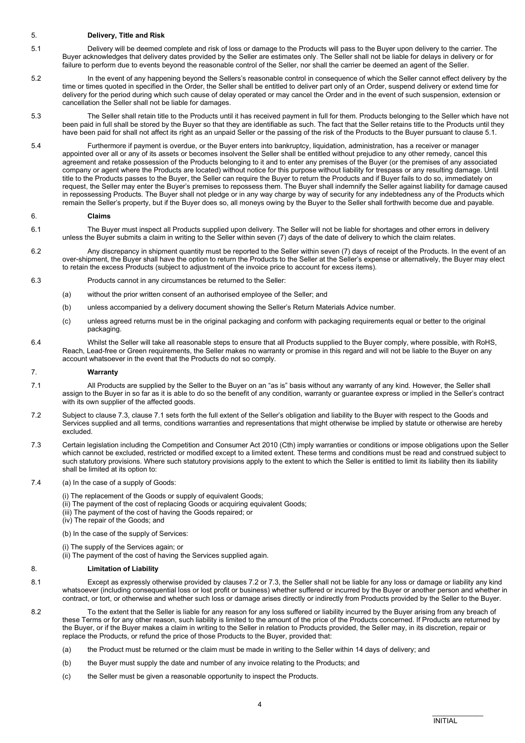## 5. Delivery, Title and Risk

5.1 Delivery will be deemed complete and risk of loss or damage to the Products will pass to the Buyer upon delivery to the carrier. The Buyer acknowledges that delivery dates provided by the Seller are estimates only. The Seller shall not be liable for delays in delivery or for failure to perform due to events beyond the reasonable control of the Seller, nor shall the carrier be deemed an agent of the Seller.

5.2 In the event of any happening beyond the Sellers's reasonable control in consequence of which the Seller cannot effect delivery by the time or times quoted in specified in the Order, the Seller shall be entitled to deliver part only of an Order, suspend delivery or extend time for delivery for the period during which such cause of delay operated or may cancel the Order and in the event of such suspension, extension or cancellation the Seller shall not be liable for damages.

5.3 The Seller shall retain title to the Products until it has received payment in full for them. Products belonging to the Seller which have not been paid in full shall be stored by the Buyer so that they are identifiable as such. The fact that the Seller retains title to the Products until they have been paid for shall not affect its right as an unpaid Seller or the passing of the risk of the Products to the Buyer pursuant to clause 5.1.

5.4 Furthermore if payment is overdue, or the Buyer enters into bankruptcy, liquidation, administration, has a receiver or manager appointed over all or any of its assets or becomes insolvent the Seller shall be entitled without prejudice to any other remedy, cancel this agreement and retake possession of the Products belonging to it and to enter any premises of the Buyer (or the premises of any associated company or agent where the Products are located) without notice for this purpose without liability for trespass or any resulting damage. Until title to the Products passes to the Buyer, the Seller can require the Buyer to return the Products and if Buyer fails to do so, immediately on request, the Seller may enter the Buyer's premises to repossess them. The Buyer shall indemnify the Seller against liability for damage caused in repossessing Products. The Buyer shall not pledge or in any way charge by way of security for any indebtedness any of the Products which remain the Seller's property, but if the Buyer does so, all moneys owing by the Buyer to the Seller shall forthwith become due and payable.

## 6. Claims

6.1 The Buyer must inspect all Products supplied upon delivery. The Seller will not be liable for shortages and other errors in delivery unless the Buyer submits a claim in writing to the Seller within seven (7) days of the date of delivery to which the claim relates.

6.2 Any discrepancy in shipment quantity must be reported to the Seller within seven (7) days of receipt of the Products. In the event of an over-shipment, the Buyer shall have the option to return the Products to the Seller at the Seller's expense or alternatively, the Buyer may elect to retain the excess Products (subject to adjustment of the invoice price to account for excess items).

6.3 Products cannot in any circumstances be returned to the Seller:

(a) without the prior written consent of an authorised employee of the Seller; and

(b) unless accompanied by a delivery document showing the Seller's Return Materials Advice number.

(c) unless agreed returns must be in the original packaging and conform with packaging requirements equal or better to the original packaging.

6.4 Whilst the Seller will take all reasonable steps to ensure that all Products supplied to the Buyer comply, where possible, with RoHS, Reach, Lead-free or Green requirements, the Seller makes no warranty or promise in this regard and will not be liable to the Buyer on any account whatsoever in the event that the Products do not so comply.

## 7. Warranty

7.1 All Products are supplied by the Seller to the Buyer on an "as is" basis without any warranty of any kind. However, the Seller shall assign to the Buyer in so far as it is able to do so the benefit of any condition, warranty or guarantee express or implied in the Seller's contract with its own supplier of the affected goods.

7.2 Subject to clause 7.3, clause 7.1 sets forth the full extent of the Seller's obligation and liability to the Buyer with respect to the Goods and Services supplied and all terms, conditions warranties and representations that might otherwise be implied by statute or otherwise are hereby excluded.

7.3 Certain legislation including the Competition and Consumer Act 2010 (Cth) imply warranties or conditions or impose obligations upon the Seller which cannot be excluded, restricted or modified except to a limited extent. These terms and conditions must be read and construed subject to such statutory provisions. Where such statutory provisions apply to the extent to which the Seller is entitled to limit its liability then its liability shall be limited at its option to:

7.4 (a) In the case of a supply of Goods:

(i) The replacement of the Goods or supply of equivalent Goods;
(ii) The payment of the cost of replacing Goods or acquiring equivalent Goods;
(iii) The payment of the cost of having the Goods repaired; or
(iv) The repair of the Goods; and

(b) In the case of the supply of Services:

(i) The supply of the Services again; or
(ii) The payment of the cost of having the Services supplied again.

## 8. Limitation of Liability

8.1 Except as expressly otherwise provided by clauses 7.2 or 7.3, the Seller shall not be liable for any loss or damage or liability any kind whatsoever (including consequential loss or lost profit or business) whether suffered or incurred by the Buyer or another person and whether in contract, or tort, or otherwise and whether such loss or damage arises directly or indirectly from Products provided by the Seller to the Buyer.

8.2 To the extent that the Seller is liable for any reason for any loss suffered or liability incurred by the Buyer arising from any breach of these Terms or for any other reason, such liability is limited to the amount of the price of the Products concerned. If Products are returned by the Buyer, or if the Buyer makes a claim in writing to the Seller in relation to Products provided, the Seller may, in its discretion, repair or replace the Products, or refund the price of those Products to the Buyer, provided that:

(a) the Product must be returned or the claim must be made in writing to the Seller within 14 days of delivery; and

(b) the Buyer must supply the date and number of any invoice relating to the Products; and

(c) the Seller must be given a reasonable opportunity to inspect the Products.

INITIAL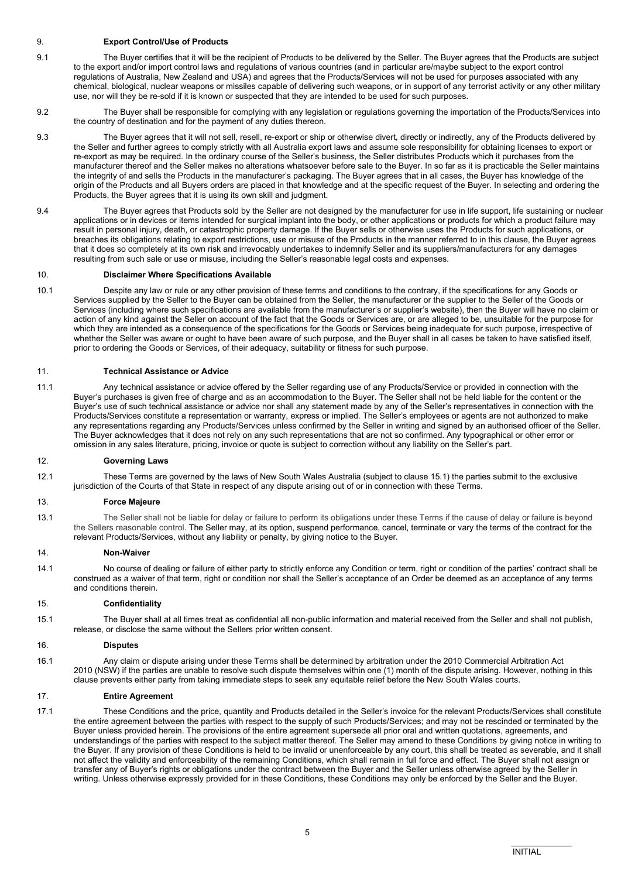## 9. Export Control/Use of Products

9.1 The Buyer certifies that it will be the recipient of Products to be delivered by the Seller. The Buyer agrees that the Products are subject to the export and/or import control laws and regulations of various countries (and in particular are/maybe subject to the export control regulations of Australia, New Zealand and USA) and agrees that the Products/Services will not be used for purposes associated with any chemical, biological, nuclear weapons or missiles capable of delivering such weapons, or in support of any terrorist activity or any other military use, nor will they be re-sold if it is known or suspected that they are intended to be used for such purposes.

9.2 The Buyer shall be responsible for complying with any legislation or regulations governing the importation of the Products/Services into the country of destination and for the payment of any duties thereon.

9.3 The Buyer agrees that it will not sell, resell, re-export or ship or otherwise divert, directly or indirectly, any of the Products delivered by the Seller and further agrees to comply strictly with all Australia export laws and assume sole responsibility for obtaining licenses to export or re-export as may be required. In the ordinary course of the Seller's business, the Seller distributes Products which it purchases from the manufacturer thereof and the Seller makes no alterations whatsoever before sale to the Buyer. In so far as it is practicable the Seller maintains the integrity of and sells the Products in the manufacturer's packaging. The Buyer agrees that in all cases, the Buyer has knowledge of the origin of the Products and all Buyers orders are placed in that knowledge and at the specific request of the Buyer. In selecting and ordering the Products, the Buyer agrees that it is using its own skill and judgment.

9.4 The Buyer agrees that Products sold by the Seller are not designed by the manufacturer for use in life support, life sustaining or nuclear applications or in devices or items intended for surgical implant into the body, or other applications or products for which a product failure may result in personal injury, death, or catastrophic property damage. If the Buyer sells or otherwise uses the Products for such applications, or breaches its obligations relating to export restrictions, use or misuse of the Products in the manner referred to in this clause, the Buyer agrees that it does so completely at its own risk and irrevocably undertakes to indemnify Seller and its suppliers/manufacturers for any damages resulting from such sale or use or misuse, including the Seller's reasonable legal costs and expenses.

## 10. Disclaimer Where Specifications Available

10.1 Despite any law or rule or any other provision of these terms and conditions to the contrary, if the specifications for any Goods or Services supplied by the Seller to the Buyer can be obtained from the Seller, the manufacturer or the supplier to the Seller of the Goods or Services (including where such specifications are available from the manufacturer's or supplier's website), then the Buyer will have no claim or action of any kind against the Seller on account of the fact that the Goods or Services are, or are alleged to be, unsuitable for the purpose for which they are intended as a consequence of the specifications for the Goods or Services being inadequate for such purpose, irrespective of whether the Seller was aware or ought to have been aware of such purpose, and the Buyer shall in all cases be taken to have satisfied itself, prior to ordering the Goods or Services, of their adequacy, suitability or fitness for such purpose.

## 11. Technical Assistance or Advice

11.1 Any technical assistance or advice offered by the Seller regarding use of any Products/Service or provided in connection with the Buyer's purchases is given free of charge and as an accommodation to the Buyer. The Seller shall not be held liable for the content or the Buyer's use of such technical assistance or advice nor shall any statement made by any of the Seller's representatives in connection with the Products/Services constitute a representation or warranty, express or implied. The Seller's employees or agents are not authorized to make any representations regarding any Products/Services unless confirmed by the Seller in writing and signed by an authorised officer of the Seller. The Buyer acknowledges that it does not rely on any such representations that are not so confirmed. Any typographical or other error or omission in any sales literature, pricing, invoice or quote is subject to correction without any liability on the Seller's part.

## 12. Governing Laws

12.1 These Terms are governed by the laws of New South Wales Australia (subject to clause 15.1) the parties submit to the exclusive jurisdiction of the Courts of that State in respect of any dispute arising out of or in connection with these Terms.

## 13. Force Majeure

13.1 The Seller shall not be liable for delay or failure to perform its obligations under these Terms if the cause of delay or failure is beyond the Sellers reasonable control. The Seller may, at its option, suspend performance, cancel, terminate or vary the terms of the contract for the relevant Products/Services, without any liability or penalty, by giving notice to the Buyer.

## 14. Non-Waiver

14.1 No course of dealing or failure of either party to strictly enforce any Condition or term, right or condition of the parties' contract shall be construed as a waiver of that term, right or condition nor shall the Seller's acceptance of an Order be deemed as an acceptance of any terms and conditions therein.

## 15. Confidentiality

15.1 The Buyer shall at all times treat as confidential all non-public information and material received from the Seller and shall not publish, release, or disclose the same without the Sellers prior written consent.

## 16. Disputes

16.1 Any claim or dispute arising under these Terms shall be determined by arbitration under the 2010 Commercial Arbitration Act 2010 (NSW) if the parties are unable to resolve such dispute themselves within one (1) month of the dispute arising. However, nothing in this clause prevents either party from taking immediate steps to seek any equitable relief before the New South Wales courts.

## 17. Entire Agreement

17.1 These Conditions and the price, quantity and Products detailed in the Seller's invoice for the relevant Products/Services shall constitute the entire agreement between the parties with respect to the supply of such Products/Services; and may not be rescinded or terminated by the Buyer unless provided herein. The provisions of the entire agreement supersede all prior oral and written quotations, agreements, and understandings of the parties with respect to the subject matter thereof. The Seller may amend to these Conditions by giving notice in writing to the Buyer. If any provision of these Conditions is held to be invalid or unenforceable by any court, this shall be treated as severable, and it shall not affect the validity and enforceability of the remaining Conditions, which shall remain in full force and effect. The Buyer shall not assign or transfer any of Buyer's rights or obligations under the contract between the Buyer and the Seller unless otherwise agreed by the Seller in writing. Unless otherwise expressly provided for in these Conditions, these Conditions may only be enforced by the Seller and the Buyer.

\_\_\_\_\_\_\_\_\_\_\_\_
INITIAL